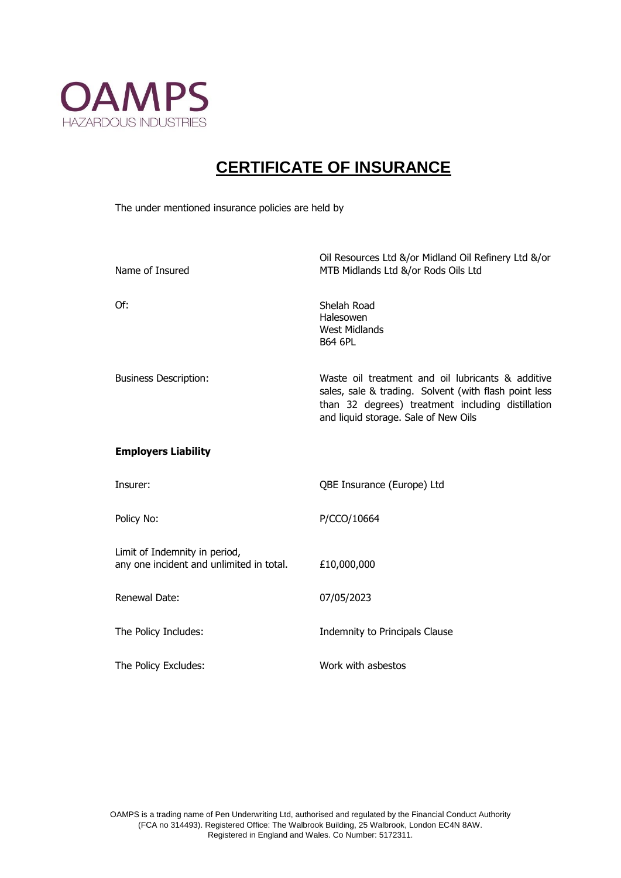OAMPS
HAZARDOUS INDUSTRIES

# CERTIFICATE OF INSURANCE

The under mentioned insurance policies are held by

| | |
|---|---|
| Name of Insured | Oil Resources Ltd &/or Midland Oil Refinery Ltd &/or MTB Midlands Ltd &/or Rods Oils Ltd |
| Of: | Shelah Road<br>Halesowen<br>West Midlands<br>B64 6PL |
| Business Description: | Waste oil treatment and oil lubricants & additive sales, sale & trading. Solvent (with flash point less than 32 degrees) treatment including distillation and liquid storage. Sale of New Oils |

**Employers Liability**

| | |
|---|---|
| Insurer: | QBE Insurance (Europe) Ltd |
| Policy No: | P/CCO/10664 |
| Limit of Indemnity in period, any one incident and unlimited in total. | £10,000,000 |
| Renewal Date: | 07/05/2023 |
| The Policy Includes: | Indemnity to Principals Clause |
| The Policy Excludes: | Work with asbestos |

OAMPS is a trading name of Pen Underwriting Ltd, authorised and regulated by the Financial Conduct Authority (FCA no 314493). Registered Office: The Walbrook Building, 25 Walbrook, London EC4N 8AW. Registered in England and Wales. Co Number: 5172311.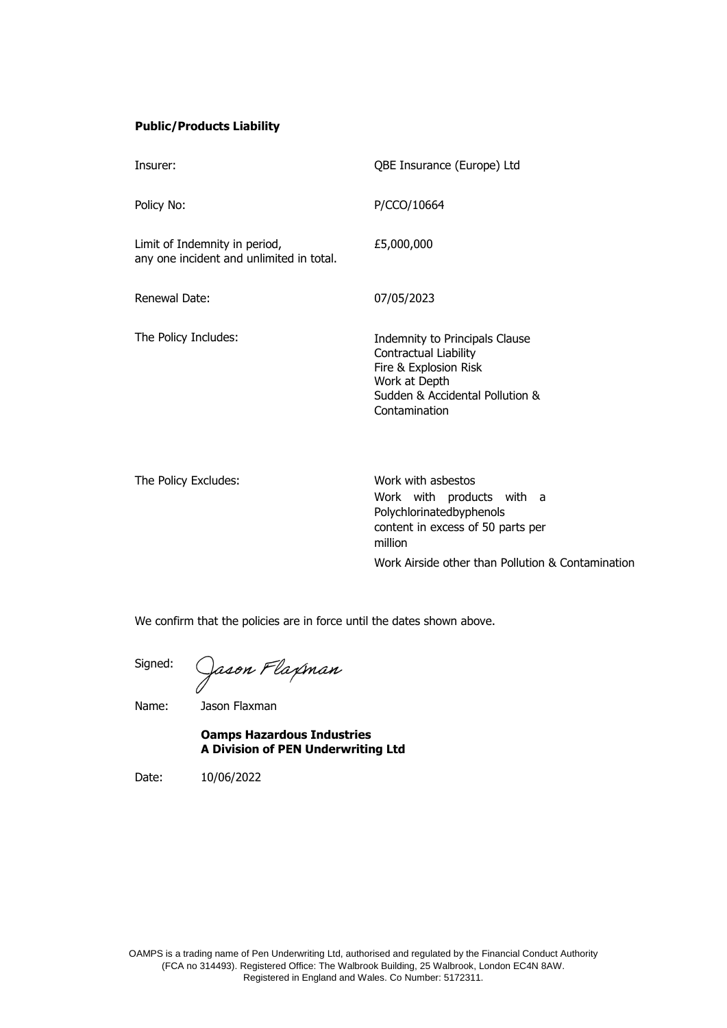**Public/Products Liability**

| | |
|---|---|
| Insurer: | QBE Insurance (Europe) Ltd |
| Policy No: | P/CCO/10664 |
| Limit of Indemnity in period, any one incident and unlimited in total. | £5,000,000 |
| Renewal Date: | 07/05/2023 |
| The Policy Includes: | Indemnity to Principals Clause<br>Contractual Liability<br>Fire & Explosion Risk<br>Work at Depth<br>Sudden & Accidental Pollution & Contamination |
| The Policy Excludes: | Work with asbestos<br>Work with products with a Polychlorinatedbyphenols content in excess of 50 parts per million<br>Work Airside other than Pollution & Contamination |

We confirm that the policies are in force until the dates shown above.

Signed: Jason Flaxman

Name: Jason Flaxman

**Oamps Hazardous Industries**
**A Division of PEN Underwriting Ltd**

Date: 10/06/2022

OAMPS is a trading name of Pen Underwriting Ltd, authorised and regulated by the Financial Conduct Authority (FCA no 314493). Registered Office: The Walbrook Building, 25 Walbrook, London EC4N 8AW. Registered in England and Wales. Co Number: 5172311.